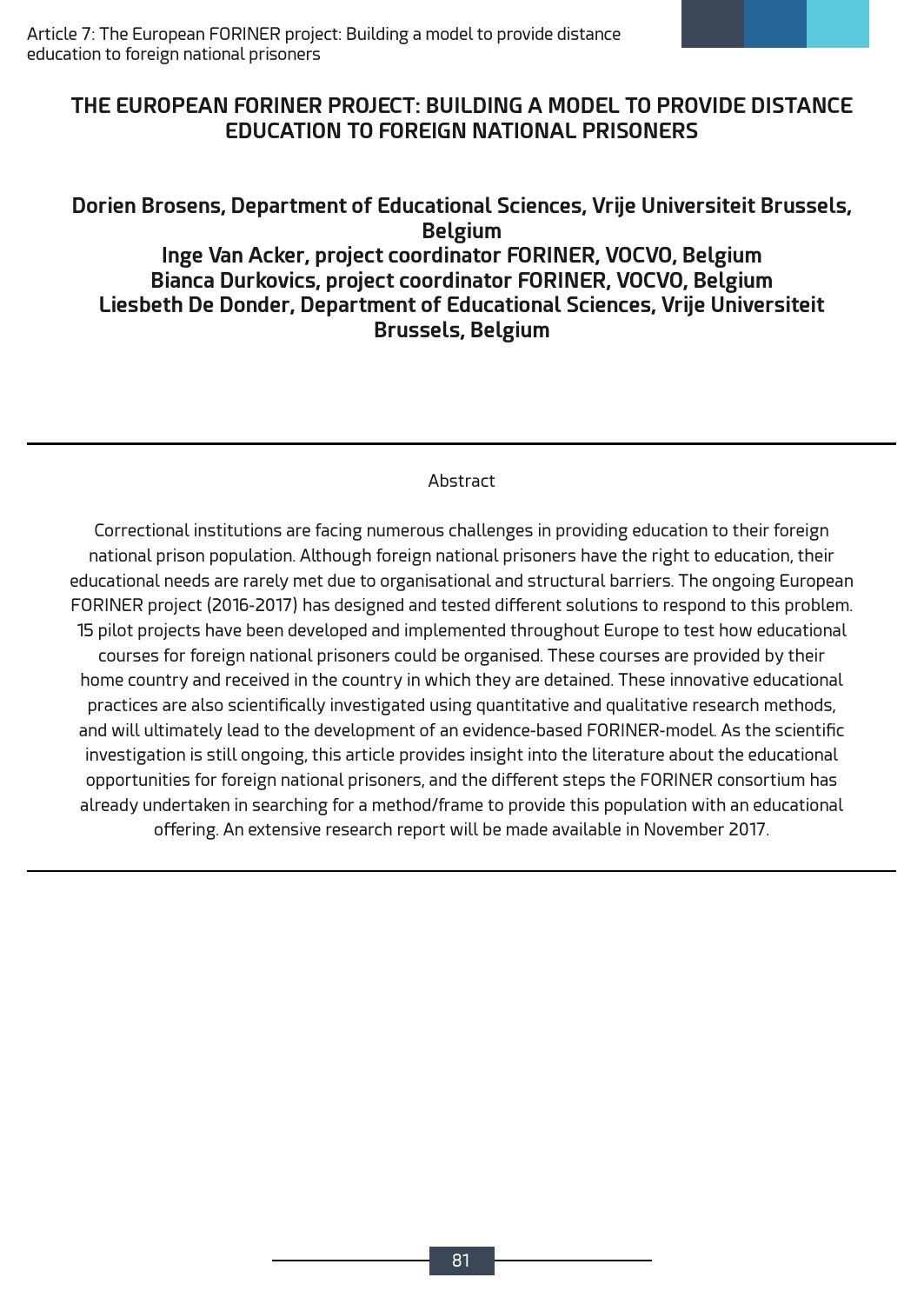# THE EUROPEAN FORINER PROJECT: BUILDING A MODEL TO PROVIDE DISTANCE EDUCATION TO FOREIGN NATIONAL PRISONERS

**Dorien Brosens, Department of Educational Sciences, Vrije Universiteit Brussels, Belgium**
**Inge Van Acker, project coordinator FORINER, VOCVO, Belgium**
**Bianca Durkovics, project coordinator FORINER, VOCVO, Belgium**
**Liesbeth De Donder, Department of Educational Sciences, Vrije Universiteit Brussels, Belgium**

---

## Abstract

Correctional institutions are facing numerous challenges in providing education to their foreign national prison population. Although foreign national prisoners have the right to education, their educational needs are rarely met due to organisational and structural barriers. The ongoing European FORINER project (2016-2017) has designed and tested different solutions to respond to this problem. 15 pilot projects have been developed and implemented throughout Europe to test how educational courses for foreign national prisoners could be organised. These courses are provided by their home country and received in the country in which they are detained. These innovative educational practices are also scientifically investigated using quantitative and qualitative research methods, and will ultimately lead to the development of an evidence-based FORINER-model. As the scientific investigation is still ongoing, this article provides insight into the literature about the educational opportunities for foreign national prisoners, and the different steps the FORINER consortium has already undertaken in searching for a method/frame to provide this population with an educational offering. An extensive research report will be made available in November 2017.

---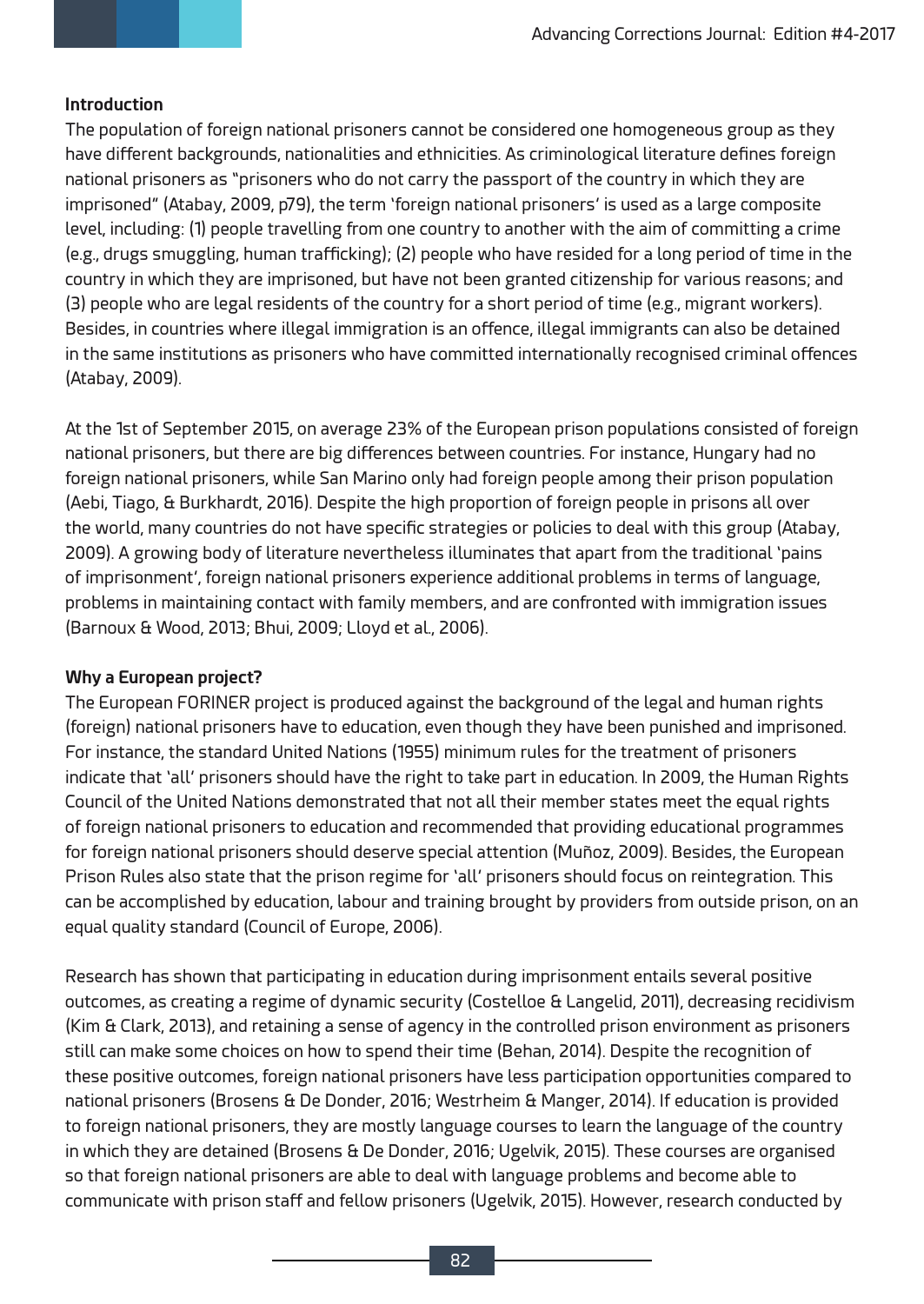**Introduction**

The population of foreign national prisoners cannot be considered one homogeneous group as they have different backgrounds, nationalities and ethnicities. As criminological literature defines foreign national prisoners as "prisoners who do not carry the passport of the country in which they are imprisoned" (Atabay, 2009, p79), the term 'foreign national prisoners' is used as a large composite level, including: (1) people travelling from one country to another with the aim of committing a crime (e.g., drugs smuggling, human trafficking); (2) people who have resided for a long period of time in the country in which they are imprisoned, but have not been granted citizenship for various reasons; and (3) people who are legal residents of the country for a short period of time (e.g., migrant workers). Besides, in countries where illegal immigration is an offence, illegal immigrants can also be detained in the same institutions as prisoners who have committed internationally recognised criminal offences (Atabay, 2009).

At the 1st of September 2015, on average 23% of the European prison populations consisted of foreign national prisoners, but there are big differences between countries. For instance, Hungary had no foreign national prisoners, while San Marino only had foreign people among their prison population (Aebi, Tiago, & Burkhardt, 2016). Despite the high proportion of foreign people in prisons all over the world, many countries do not have specific strategies or policies to deal with this group (Atabay, 2009). A growing body of literature nevertheless illuminates that apart from the traditional 'pains of imprisonment', foreign national prisoners experience additional problems in terms of language, problems in maintaining contact with family members, and are confronted with immigration issues (Barnoux & Wood, 2013; Bhui, 2009; Lloyd et al., 2006).

**Why a European project?**

The European FORINER project is produced against the background of the legal and human rights (foreign) national prisoners have to education, even though they have been punished and imprisoned. For instance, the standard United Nations (1955) minimum rules for the treatment of prisoners indicate that 'all' prisoners should have the right to take part in education. In 2009, the Human Rights Council of the United Nations demonstrated that not all their member states meet the equal rights of foreign national prisoners to education and recommended that providing educational programmes for foreign national prisoners should deserve special attention (Muñoz, 2009). Besides, the European Prison Rules also state that the prison regime for 'all' prisoners should focus on reintegration. This can be accomplished by education, labour and training brought by providers from outside prison, on an equal quality standard (Council of Europe, 2006).

Research has shown that participating in education during imprisonment entails several positive outcomes, as creating a regime of dynamic security (Costelloe & Langelid, 2011), decreasing recidivism (Kim & Clark, 2013), and retaining a sense of agency in the controlled prison environment as prisoners still can make some choices on how to spend their time (Behan, 2014). Despite the recognition of these positive outcomes, foreign national prisoners have less participation opportunities compared to national prisoners (Brosens & De Donder, 2016; Westrheim & Manger, 2014). If education is provided to foreign national prisoners, they are mostly language courses to learn the language of the country in which they are detained (Brosens & De Donder, 2016; Ugelvik, 2015). These courses are organised so that foreign national prisoners are able to deal with language problems and become able to communicate with prison staff and fellow prisoners (Ugelvik, 2015). However, research conducted by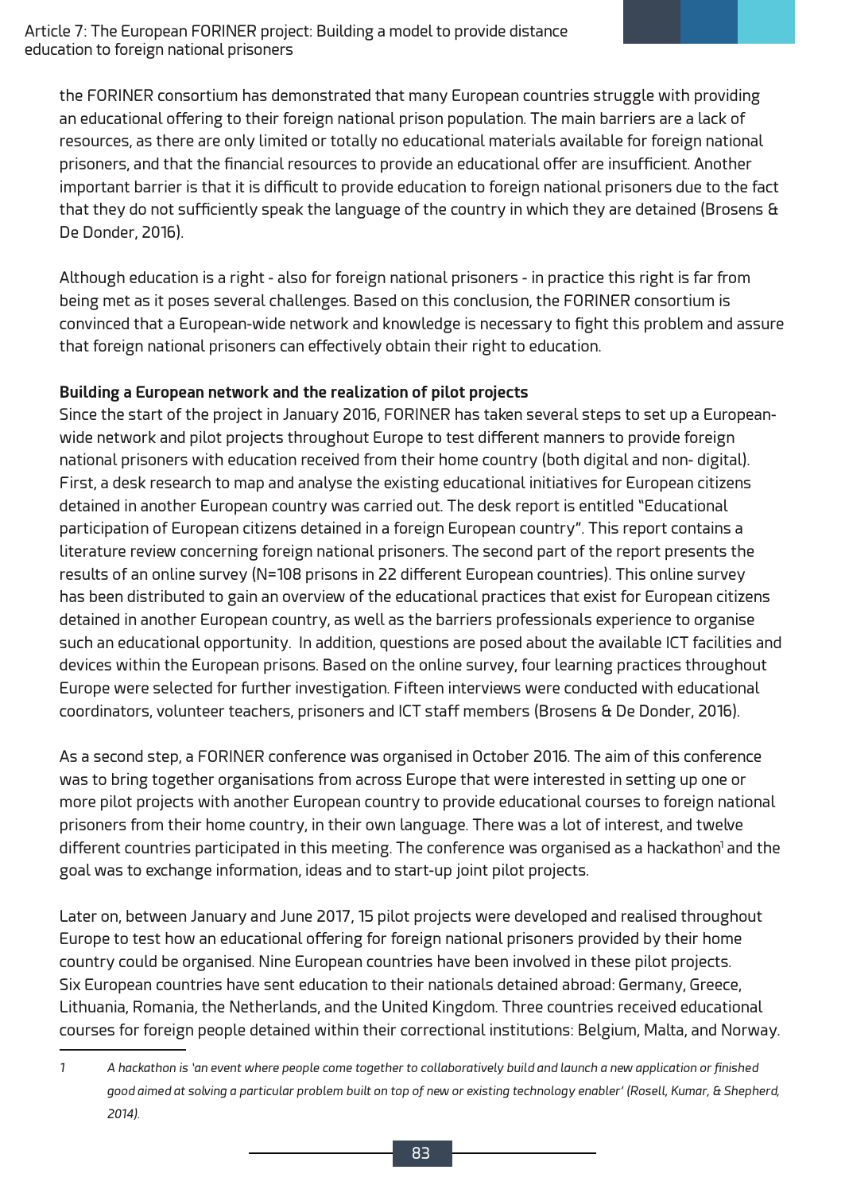the FORINER consortium has demonstrated that many European countries struggle with providing an educational offering to their foreign national prison population. The main barriers are a lack of resources, as there are only limited or totally no educational materials available for foreign national prisoners, and that the financial resources to provide an educational offer are insufficient. Another important barrier is that it is difficult to provide education to foreign national prisoners due to the fact that they do not sufficiently speak the language of the country in which they are detained (Brosens & De Donder, 2016).

Although education is a right - also for foreign national prisoners - in practice this right is far from being met as it poses several challenges. Based on this conclusion, the FORINER consortium is convinced that a European-wide network and knowledge is necessary to fight this problem and assure that foreign national prisoners can effectively obtain their right to education.

**Building a European network and the realization of pilot projects**

Since the start of the project in January 2016, FORINER has taken several steps to set up a European-wide network and pilot projects throughout Europe to test different manners to provide foreign national prisoners with education received from their home country (both digital and non- digital). First, a desk research to map and analyse the existing educational initiatives for European citizens detained in another European country was carried out. The desk report is entitled "Educational participation of European citizens detained in a foreign European country". This report contains a literature review concerning foreign national prisoners. The second part of the report presents the results of an online survey (N=108 prisons in 22 different European countries). This online survey has been distributed to gain an overview of the educational practices that exist for European citizens detained in another European country, as well as the barriers professionals experience to organise such an educational opportunity. In addition, questions are posed about the available ICT facilities and devices within the European prisons. Based on the online survey, four learning practices throughout Europe were selected for further investigation. Fifteen interviews were conducted with educational coordinators, volunteer teachers, prisoners and ICT staff members (Brosens & De Donder, 2016).

As a second step, a FORINER conference was organised in October 2016. The aim of this conference was to bring together organisations from across Europe that were interested in setting up one or more pilot projects with another European country to provide educational courses to foreign national prisoners from their home country, in their own language. There was a lot of interest, and twelve different countries participated in this meeting. The conference was organised as a hackathon[1] and the goal was to exchange information, ideas and to start-up joint pilot projects.

Later on, between January and June 2017, 15 pilot projects were developed and realised throughout Europe to test how an educational offering for foreign national prisoners provided by their home country could be organised. Nine European countries have been involved in these pilot projects. Six European countries have sent education to their nationals detained abroad: Germany, Greece, Lithuania, Romania, the Netherlands, and the United Kingdom. Three countries received educational courses for foreign people detained within their correctional institutions: Belgium, Malta, and Norway.

---

[1] *A hackathon is 'an event where people come together to collaboratively build and launch a new application or finished good aimed at solving a particular problem built on top of new or existing technology enabler' (Rosell, Kumar, & Shepherd, 2014).*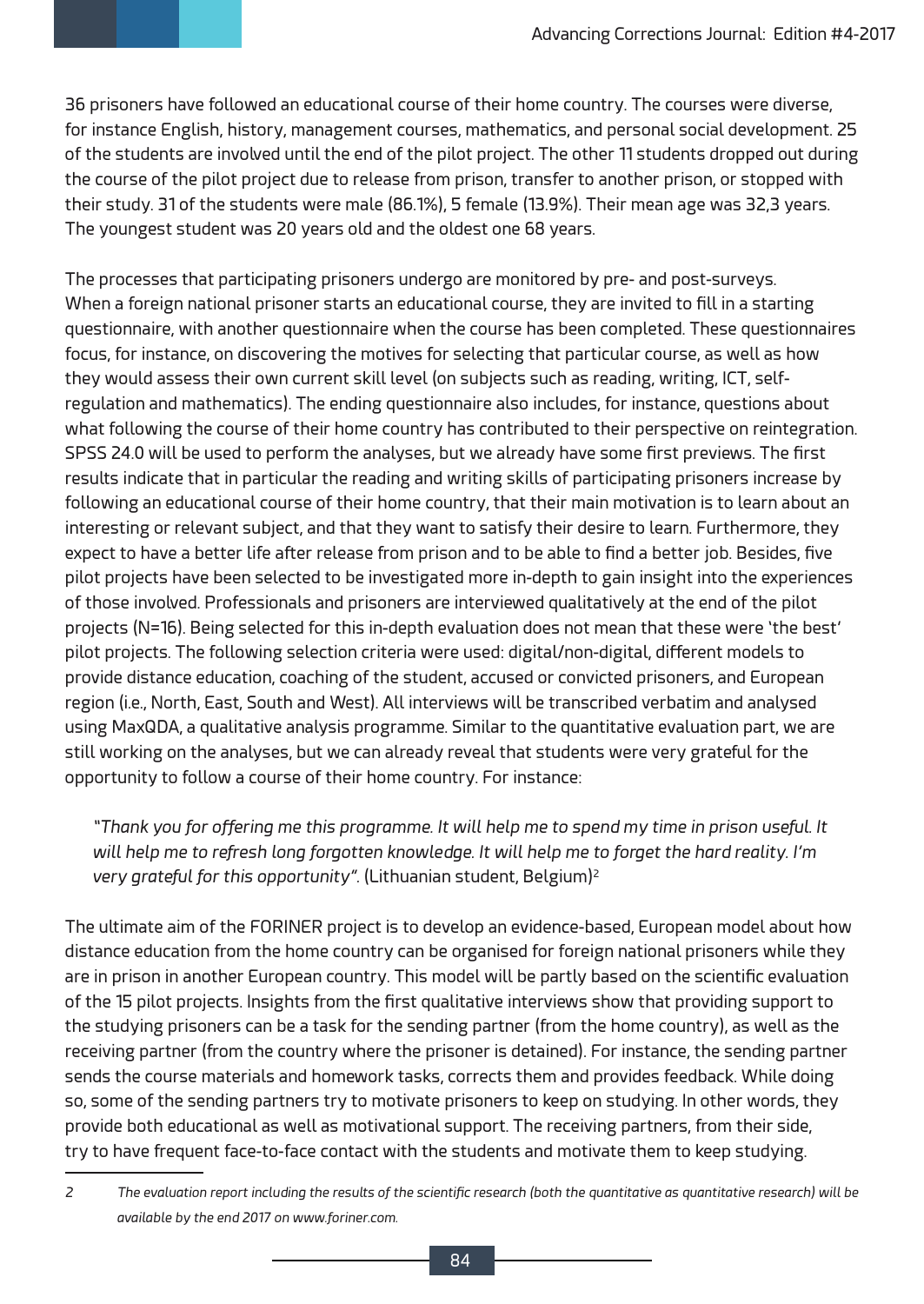36 prisoners have followed an educational course of their home country. The courses were diverse, for instance English, history, management courses, mathematics, and personal social development. 25 of the students are involved until the end of the pilot project. The other 11 students dropped out during the course of the pilot project due to release from prison, transfer to another prison, or stopped with their study. 31 of the students were male (86.1%), 5 female (13.9%). Their mean age was 32,3 years. The youngest student was 20 years old and the oldest one 68 years.

The processes that participating prisoners undergo are monitored by pre- and post-surveys. When a foreign national prisoner starts an educational course, they are invited to fill in a starting questionnaire, with another questionnaire when the course has been completed. These questionnaires focus, for instance, on discovering the motives for selecting that particular course, as well as how they would assess their own current skill level (on subjects such as reading, writing, ICT, self-regulation and mathematics). The ending questionnaire also includes, for instance, questions about what following the course of their home country has contributed to their perspective on reintegration. SPSS 24.0 will be used to perform the analyses, but we already have some first previews. The first results indicate that in particular the reading and writing skills of participating prisoners increase by following an educational course of their home country, that their main motivation is to learn about an interesting or relevant subject, and that they want to satisfy their desire to learn. Furthermore, they expect to have a better life after release from prison and to be able to find a better job. Besides, five pilot projects have been selected to be investigated more in-depth to gain insight into the experiences of those involved. Professionals and prisoners are interviewed qualitatively at the end of the pilot projects (N=16). Being selected for this in-depth evaluation does not mean that these were 'the best' pilot projects. The following selection criteria were used: digital/non-digital, different models to provide distance education, coaching of the student, accused or convicted prisoners, and European region (i.e., North, East, South and West). All interviews will be transcribed verbatim and analysed using MaxQDA, a qualitative analysis programme. Similar to the quantitative evaluation part, we are still working on the analyses, but we can already reveal that students were very grateful for the opportunity to follow a course of their home country. For instance:

> *"Thank you for offering me this programme. It will help me to spend my time in prison useful. It will help me to refresh long forgotten knowledge. It will help me to forget the hard reality. I'm very grateful for this opportunity".* (Lithuanian student, Belgium)[2]

The ultimate aim of the FORINER project is to develop an evidence-based, European model about how distance education from the home country can be organised for foreign national prisoners while they are in prison in another European country. This model will be partly based on the scientific evaluation of the 15 pilot projects. Insights from the first qualitative interviews show that providing support to the studying prisoners can be a task for the sending partner (from the home country), as well as the receiving partner (from the country where the prisoner is detained). For instance, the sending partner sends the course materials and homework tasks, corrects them and provides feedback. While doing so, some of the sending partners try to motivate prisoners to keep on studying. In other words, they provide both educational as well as motivational support. The receiving partners, from their side, try to have frequent face-to-face contact with the students and motivate them to keep studying.

---

2 *The evaluation report including the results of the scientific research (both the quantitative as quantitative research) will be available by the end 2017 on www.foriner.com.*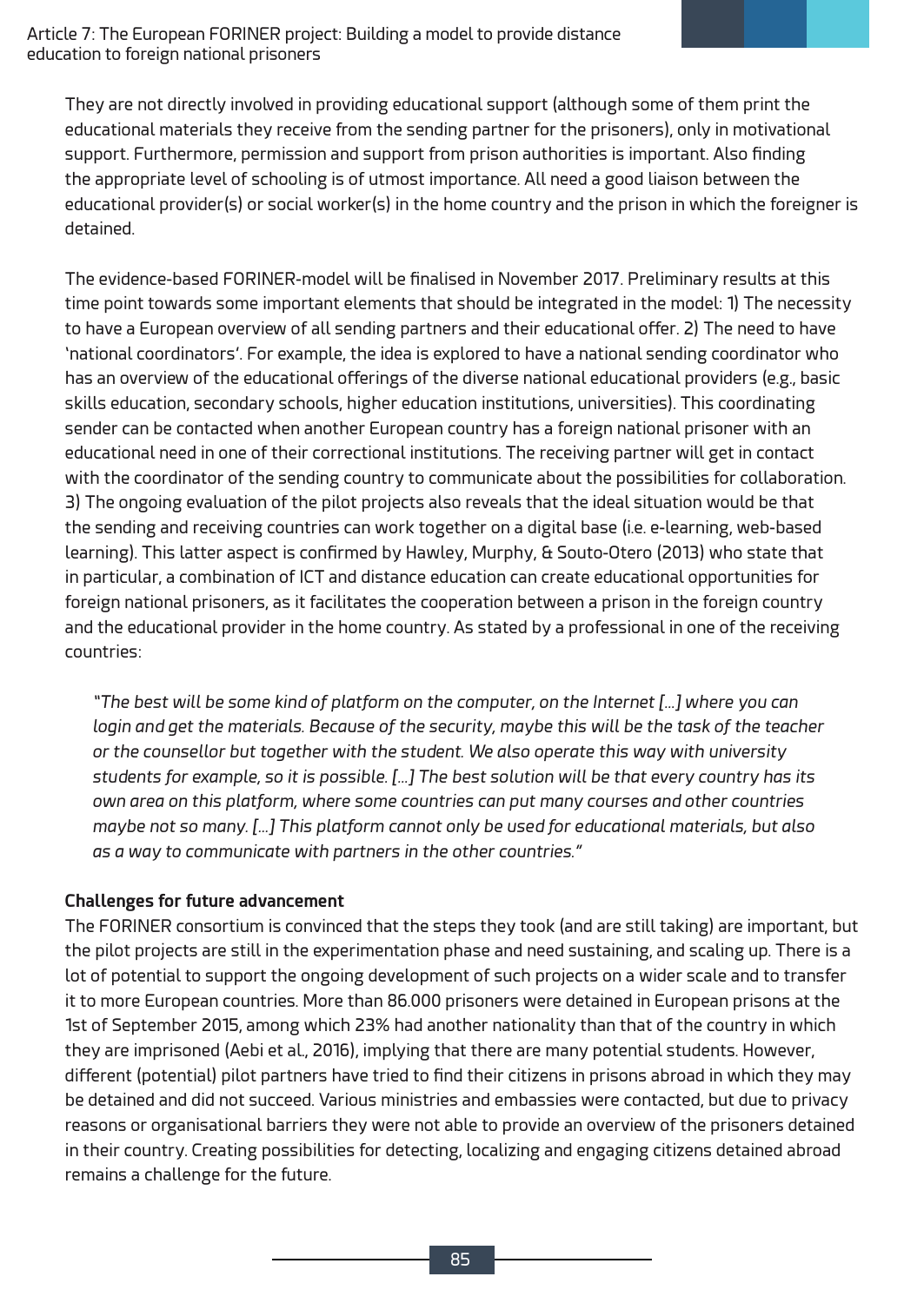They are not directly involved in providing educational support (although some of them print the educational materials they receive from the sending partner for the prisoners), only in motivational support. Furthermore, permission and support from prison authorities is important. Also finding the appropriate level of schooling is of utmost importance. All need a good liaison between the educational provider(s) or social worker(s) in the home country and the prison in which the foreigner is detained.

The evidence-based FORINER-model will be finalised in November 2017. Preliminary results at this time point towards some important elements that should be integrated in the model: 1) The necessity to have a European overview of all sending partners and their educational offer. 2) The need to have 'national coordinators'. For example, the idea is explored to have a national sending coordinator who has an overview of the educational offerings of the diverse national educational providers (e.g., basic skills education, secondary schools, higher education institutions, universities). This coordinating sender can be contacted when another European country has a foreign national prisoner with an educational need in one of their correctional institutions. The receiving partner will get in contact with the coordinator of the sending country to communicate about the possibilities for collaboration. 3) The ongoing evaluation of the pilot projects also reveals that the ideal situation would be that the sending and receiving countries can work together on a digital base (i.e. e-learning, web-based learning). This latter aspect is confirmed by Hawley, Murphy, & Souto-Otero (2013) who state that in particular, a combination of ICT and distance education can create educational opportunities for foreign national prisoners, as it facilitates the cooperation between a prison in the foreign country and the educational provider in the home country. As stated by a professional in one of the receiving countries:

> *"The best will be some kind of platform on the computer, on the Internet [...] where you can login and get the materials. Because of the security, maybe this will be the task of the teacher or the counsellor but together with the student. We also operate this way with university students for example, so it is possible. [...] The best solution will be that every country has its own area on this platform, where some countries can put many courses and other countries maybe not so many. [...] This platform cannot only be used for educational materials, but also as a way to communicate with partners in the other countries."*

**Challenges for future advancement**

The FORINER consortium is convinced that the steps they took (and are still taking) are important, but the pilot projects are still in the experimentation phase and need sustaining, and scaling up. There is a lot of potential to support the ongoing development of such projects on a wider scale and to transfer it to more European countries. More than 86.000 prisoners were detained in European prisons at the 1st of September 2015, among which 23% had another nationality than that of the country in which they are imprisoned (Aebi et al., 2016), implying that there are many potential students. However, different (potential) pilot partners have tried to find their citizens in prisons abroad in which they may be detained and did not succeed. Various ministries and embassies were contacted, but due to privacy reasons or organisational barriers they were not able to provide an overview of the prisoners detained in their country. Creating possibilities for detecting, localizing and engaging citizens detained abroad remains a challenge for the future.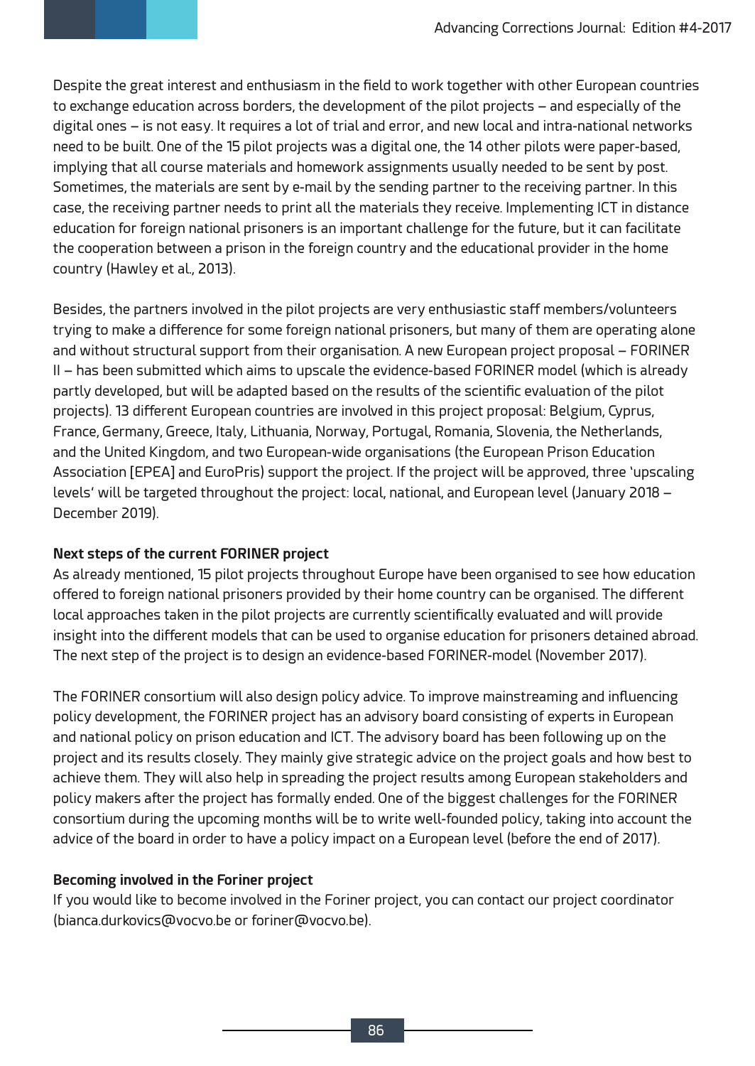Despite the great interest and enthusiasm in the field to work together with other European countries to exchange education across borders, the development of the pilot projects – and especially of the digital ones – is not easy. It requires a lot of trial and error, and new local and intra-national networks need to be built. One of the 15 pilot projects was a digital one, the 14 other pilots were paper-based, implying that all course materials and homework assignments usually needed to be sent by post. Sometimes, the materials are sent by e-mail by the sending partner to the receiving partner. In this case, the receiving partner needs to print all the materials they receive. Implementing ICT in distance education for foreign national prisoners is an important challenge for the future, but it can facilitate the cooperation between a prison in the foreign country and the educational provider in the home country (Hawley et al., 2013).

Besides, the partners involved in the pilot projects are very enthusiastic staff members/volunteers trying to make a difference for some foreign national prisoners, but many of them are operating alone and without structural support from their organisation. A new European project proposal – FORINER II – has been submitted which aims to upscale the evidence-based FORINER model (which is already partly developed, but will be adapted based on the results of the scientific evaluation of the pilot projects). 13 different European countries are involved in this project proposal: Belgium, Cyprus, France, Germany, Greece, Italy, Lithuania, Norway, Portugal, Romania, Slovenia, the Netherlands, and the United Kingdom, and two European-wide organisations (the European Prison Education Association [EPEA] and EuroPris) support the project. If the project will be approved, three 'upscaling levels' will be targeted throughout the project: local, national, and European level (January 2018 – December 2019).

**Next steps of the current FORINER project**

As already mentioned, 15 pilot projects throughout Europe have been organised to see how education offered to foreign national prisoners provided by their home country can be organised. The different local approaches taken in the pilot projects are currently scientifically evaluated and will provide insight into the different models that can be used to organise education for prisoners detained abroad. The next step of the project is to design an evidence-based FORINER-model (November 2017).

The FORINER consortium will also design policy advice. To improve mainstreaming and influencing policy development, the FORINER project has an advisory board consisting of experts in European and national policy on prison education and ICT. The advisory board has been following up on the project and its results closely. They mainly give strategic advice on the project goals and how best to achieve them. They will also help in spreading the project results among European stakeholders and policy makers after the project has formally ended. One of the biggest challenges for the FORINER consortium during the upcoming months will be to write well-founded policy, taking into account the advice of the board in order to have a policy impact on a European level (before the end of 2017).

**Becoming involved in the Foriner project**

If you would like to become involved in the Foriner project, you can contact our project coordinator (bianca.durkovics@vocvo.be or foriner@vocvo.be).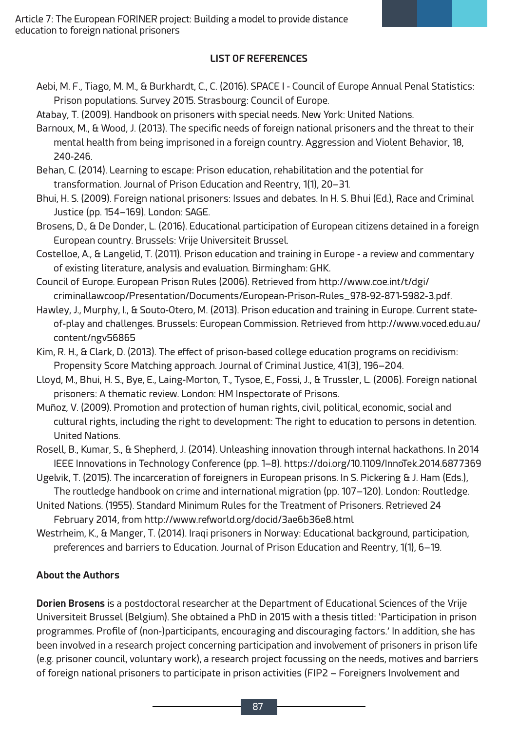## LIST OF REFERENCES

Aebi, M. F., Tiago, M. M., & Burkhardt, C., C. (2016). SPACE I - Council of Europe Annual Penal Statistics: Prison populations. Survey 2015. Strasbourg: Council of Europe.

Atabay, T. (2009). Handbook on prisoners with special needs. New York: United Nations.

Barnoux, M., & Wood, J. (2013). The specific needs of foreign national prisoners and the threat to their mental health from being imprisoned in a foreign country. Aggression and Violent Behavior, 18, 240-246.

Behan, C. (2014). Learning to escape: Prison education, rehabilitation and the potential for transformation. Journal of Prison Education and Reentry, 1(1), 20–31.

Bhui, H. S. (2009). Foreign national prisoners: Issues and debates. In H. S. Bhui (Ed.), Race and Criminal Justice (pp. 154–169). London: SAGE.

Brosens, D., & De Donder, L. (2016). Educational participation of European citizens detained in a foreign European country. Brussels: Vrije Universiteit Brussel.

Costelloe, A., & Langelid, T. (2011). Prison education and training in Europe - a review and commentary of existing literature, analysis and evaluation. Birmingham: GHK.

Council of Europe. European Prison Rules (2006). Retrieved from http://www.coe.int/t/dgi/criminallawcoop/Presentation/Documents/European-Prison-Rules_978-92-871-5982-3.pdf.

Hawley, J., Murphy, I., & Souto-Otero, M. (2013). Prison education and training in Europe. Current state-of-play and challenges. Brussels: European Commission. Retrieved from http://www.voced.edu.au/content/ngv56865

Kim, R. H., & Clark, D. (2013). The effect of prison-based college education programs on recidivism: Propensity Score Matching approach. Journal of Criminal Justice, 41(3), 196–204.

Lloyd, M., Bhui, H. S., Bye, E., Laing-Morton, T., Tysoe, E., Fossi, J., & Trussler, L. (2006). Foreign national prisoners: A thematic review. London: HM Inspectorate of Prisons.

Muñoz, V. (2009). Promotion and protection of human rights, civil, political, economic, social and cultural rights, including the right to development: The right to education to persons in detention. United Nations.

Rosell, B., Kumar, S., & Shepherd, J. (2014). Unleashing innovation through internal hackathons. In 2014 IEEE Innovations in Technology Conference (pp. 1–8). https://doi.org/10.1109/InnoTek.2014.6877369

Ugelvik, T. (2015). The incarceration of foreigners in European prisons. In S. Pickering & J. Ham (Eds.), The routledge handbook on crime and international migration (pp. 107–120). London: Routledge.

United Nations. (1955). Standard Minimum Rules for the Treatment of Prisoners. Retrieved 24 February 2014, from http://www.refworld.org/docid/3ae6b36e8.html

Westrheim, K., & Manger, T. (2014). Iraqi prisoners in Norway: Educational background, participation, preferences and barriers to Education. Journal of Prison Education and Reentry, 1(1), 6–19.

### About the Authors

**Dorien Brosens** is a postdoctoral researcher at the Department of Educational Sciences of the Vrije Universiteit Brussel (Belgium). She obtained a PhD in 2015 with a thesis titled: 'Participation in prison programmes. Profile of (non-)participants, encouraging and discouraging factors.' In addition, she has been involved in a research project concerning participation and involvement of prisoners in prison life (e.g. prisoner council, voluntary work), a research project focussing on the needs, motives and barriers of foreign national prisoners to participate in prison activities (FIP2 – Foreigners Involvement and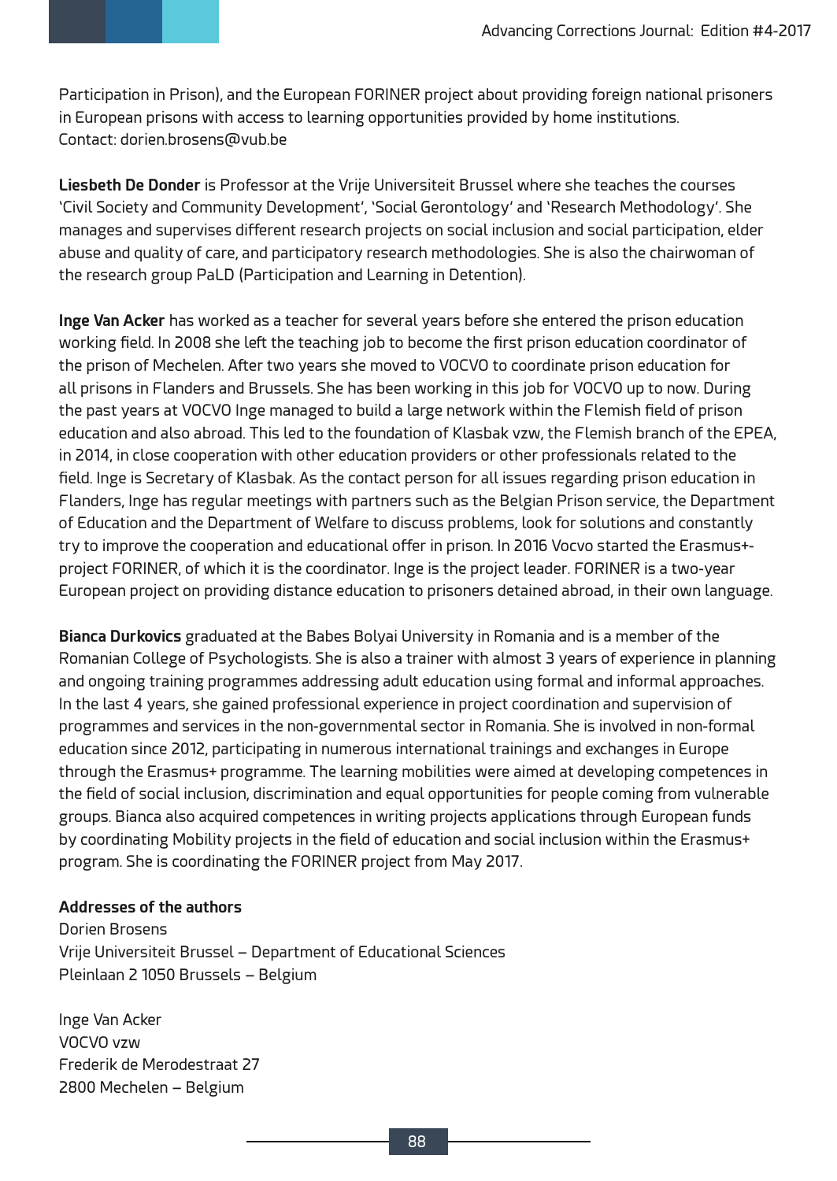Participation in Prison), and the European FORINER project about providing foreign national prisoners in European prisons with access to learning opportunities provided by home institutions.
Contact: dorien.brosens@vub.be

**Liesbeth De Donder** is Professor at the Vrije Universiteit Brussel where she teaches the courses 'Civil Society and Community Development', 'Social Gerontology' and 'Research Methodology'. She manages and supervises different research projects on social inclusion and social participation, elder abuse and quality of care, and participatory research methodologies. She is also the chairwoman of the research group PaLD (Participation and Learning in Detention).

**Inge Van Acker** has worked as a teacher for several years before she entered the prison education working field. In 2008 she left the teaching job to become the first prison education coordinator of the prison of Mechelen. After two years she moved to VOCVO to coordinate prison education for all prisons in Flanders and Brussels. She has been working in this job for VOCVO up to now. During the past years at VOCVO Inge managed to build a large network within the Flemish field of prison education and also abroad. This led to the foundation of Klasbak vzw, the Flemish branch of the EPEA, in 2014, in close cooperation with other education providers or other professionals related to the field. Inge is Secretary of Klasbak. As the contact person for all issues regarding prison education in Flanders, Inge has regular meetings with partners such as the Belgian Prison service, the Department of Education and the Department of Welfare to discuss problems, look for solutions and constantly try to improve the cooperation and educational offer in prison. In 2016 Vocvo started the Erasmus+-project FORINER, of which it is the coordinator. Inge is the project leader. FORINER is a two-year European project on providing distance education to prisoners detained abroad, in their own language.

**Bianca Durkovics** graduated at the Babes Bolyai University in Romania and is a member of the Romanian College of Psychologists. She is also a trainer with almost 3 years of experience in planning and ongoing training programmes addressing adult education using formal and informal approaches. In the last 4 years, she gained professional experience in project coordination and supervision of programmes and services in the non-governmental sector in Romania. She is involved in non-formal education since 2012, participating in numerous international trainings and exchanges in Europe through the Erasmus+ programme. The learning mobilities were aimed at developing competences in the field of social inclusion, discrimination and equal opportunities for people coming from vulnerable groups. Bianca also acquired competences in writing projects applications through European funds by coordinating Mobility projects in the field of education and social inclusion within the Erasmus+ program. She is coordinating the FORINER project from May 2017.

**Addresses of the authors**

Dorien Brosens
Vrije Universiteit Brussel – Department of Educational Sciences
Pleinlaan 2 1050 Brussels – Belgium

Inge Van Acker
VOCVO vzw
Frederik de Merodestraat 27
2800 Mechelen – Belgium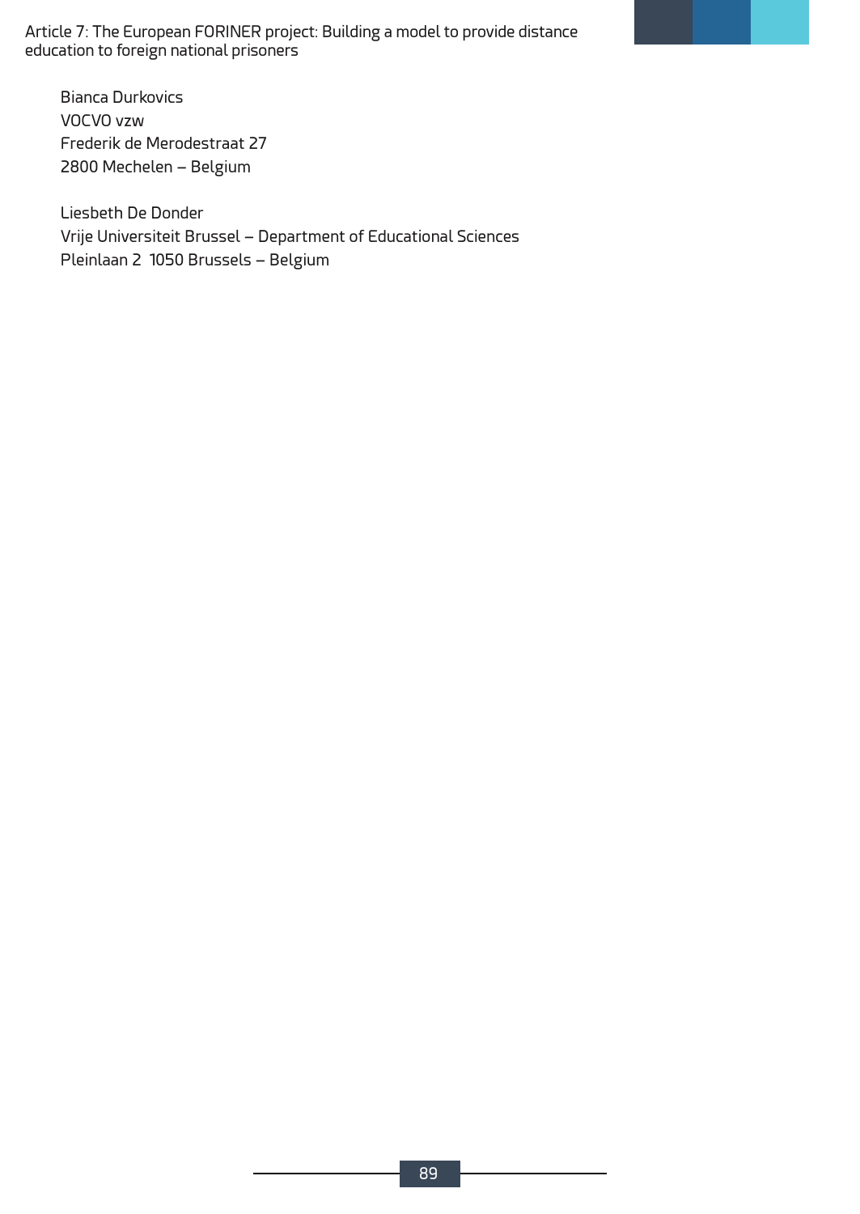Bianca Durkovics
VOCVO vzw
Frederik de Merodestraat 27
2800 Mechelen – Belgium

Liesbeth De Donder
Vrije Universiteit Brussel – Department of Educational Sciences
Pleinlaan 2 1050 Brussels – Belgium